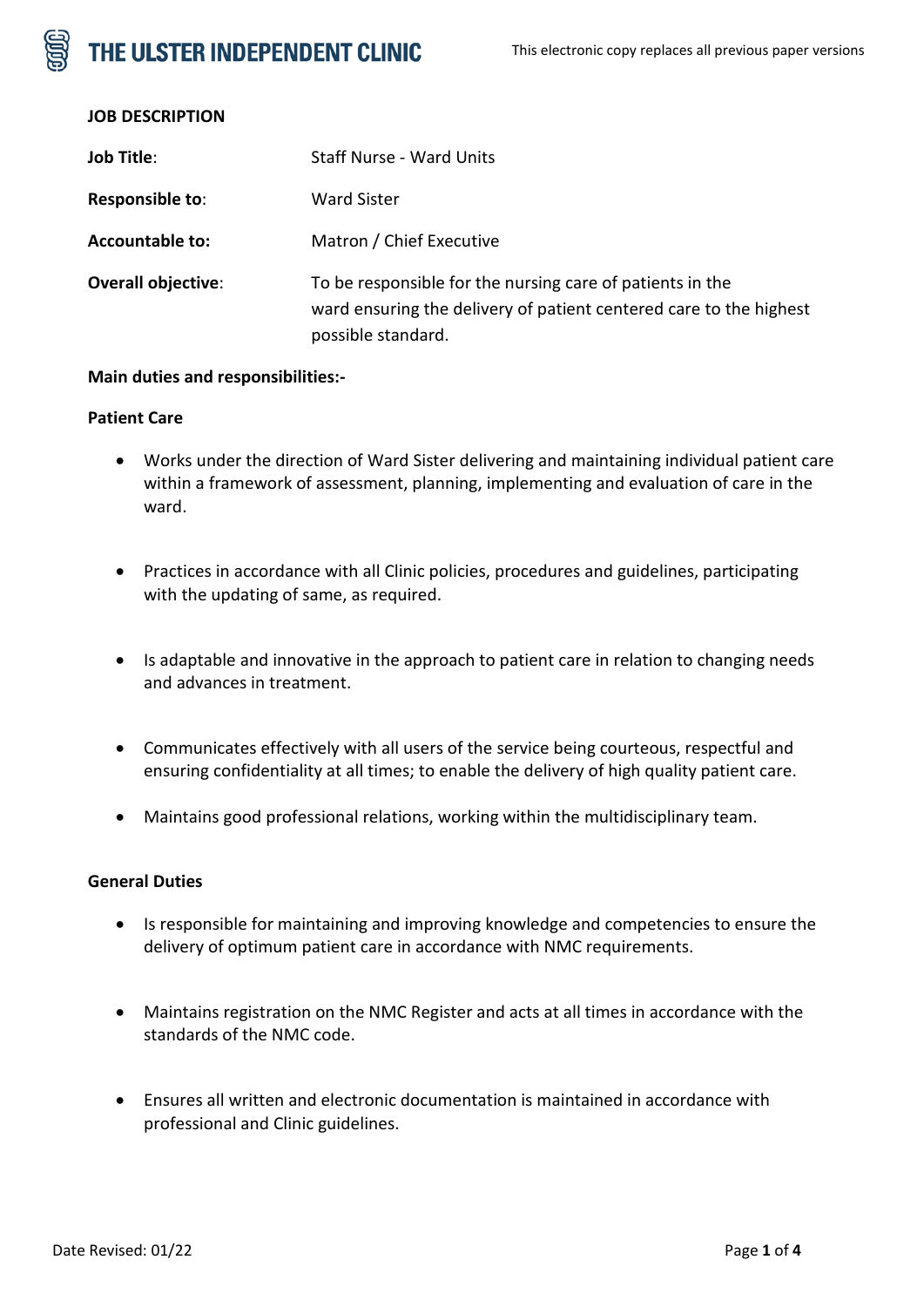**JOB DESCRIPTION**

| | |
|---|---|
| **Job Title**: | Staff Nurse - Ward Units |
| **Responsible to**: | Ward Sister |
| **Accountable to:** | Matron / Chief Executive |
| **Overall objective**: | To be responsible for the nursing care of patients in the ward ensuring the delivery of patient centered care to the highest possible standard. |

**Main duties and responsibilities:-**

**Patient Care**

- Works under the direction of Ward Sister delivering and maintaining individual patient care within a framework of assessment, planning, implementing and evaluation of care in the ward.
- Practices in accordance with all Clinic policies, procedures and guidelines, participating with the updating of same, as required.
- Is adaptable and innovative in the approach to patient care in relation to changing needs and advances in treatment.
- Communicates effectively with all users of the service being courteous, respectful and ensuring confidentiality at all times; to enable the delivery of high quality patient care.
- Maintains good professional relations, working within the multidisciplinary team.

**General Duties**

- Is responsible for maintaining and improving knowledge and competencies to ensure the delivery of optimum patient care in accordance with NMC requirements.
- Maintains registration on the NMC Register and acts at all times in accordance with the standards of the NMC code.
- Ensures all written and electronic documentation is maintained in accordance with professional and Clinic guidelines.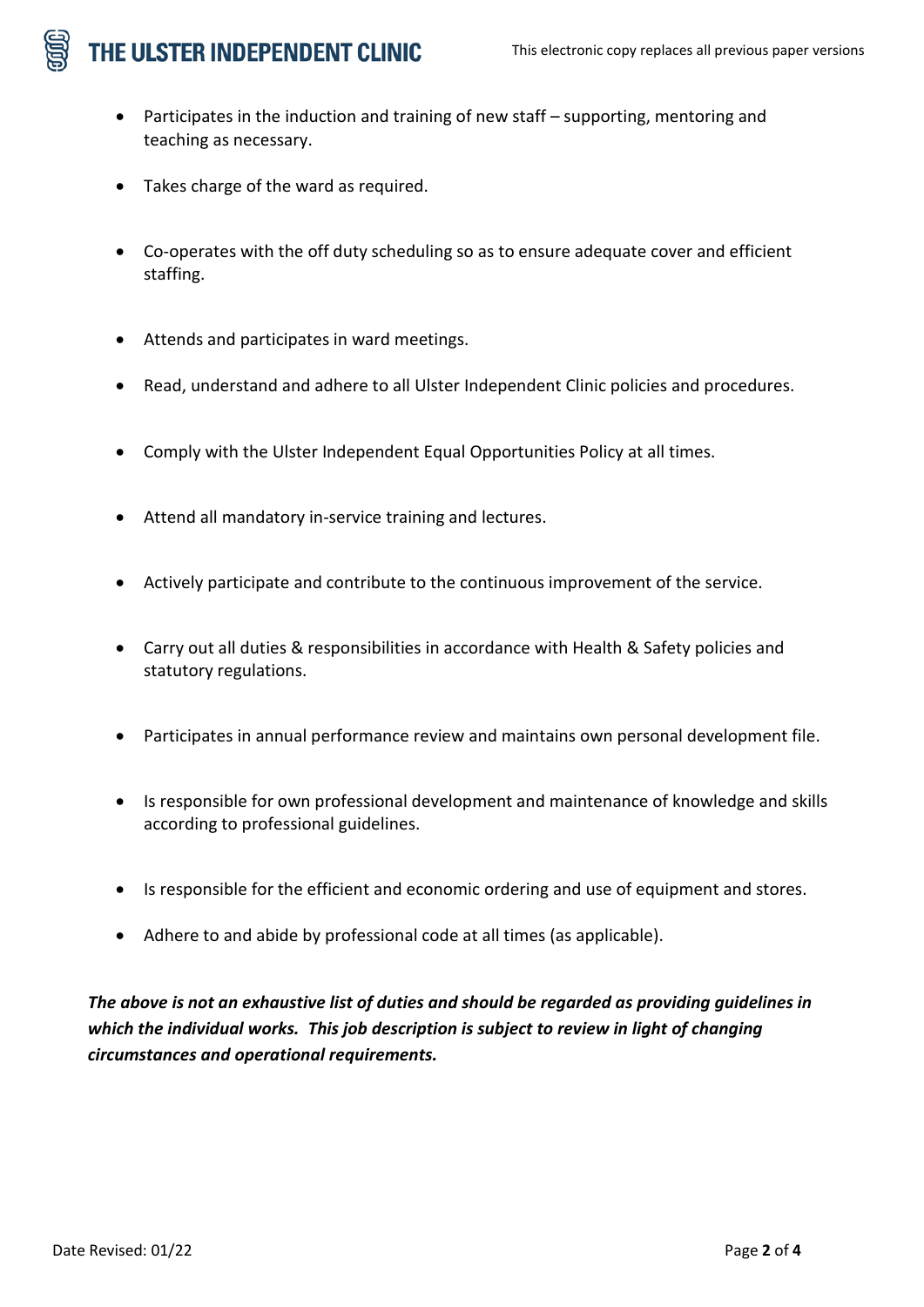- Participates in the induction and training of new staff – supporting, mentoring and teaching as necessary.
- Takes charge of the ward as required.
- Co-operates with the off duty scheduling so as to ensure adequate cover and efficient staffing.
- Attends and participates in ward meetings.
- Read, understand and adhere to all Ulster Independent Clinic policies and procedures.
- Comply with the Ulster Independent Equal Opportunities Policy at all times.
- Attend all mandatory in-service training and lectures.
- Actively participate and contribute to the continuous improvement of the service.
- Carry out all duties & responsibilities in accordance with Health & Safety policies and statutory regulations.
- Participates in annual performance review and maintains own personal development file.
- Is responsible for own professional development and maintenance of knowledge and skills according to professional guidelines.
- Is responsible for the efficient and economic ordering and use of equipment and stores.
- Adhere to and abide by professional code at all times (as applicable).

***The above is not an exhaustive list of duties and should be regarded as providing guidelines in which the individual works. This job description is subject to review in light of changing circumstances and operational requirements.***

Date Revised: 01/22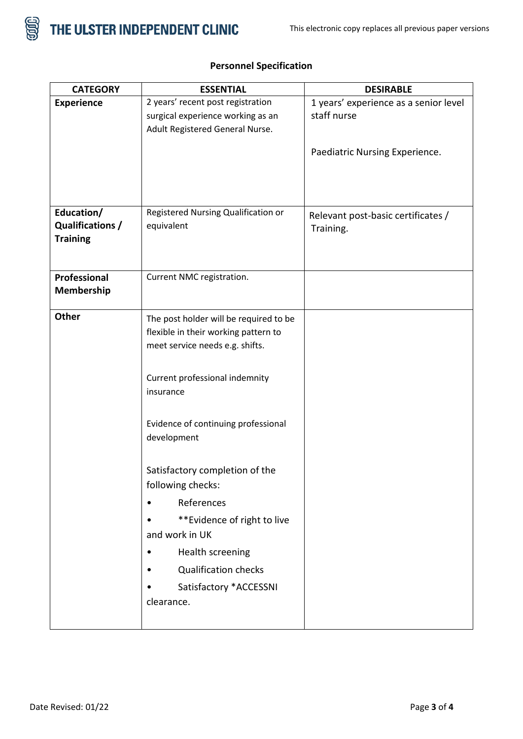## Personnel Specification

| CATEGORY | ESSENTIAL | DESIRABLE |
|---|---|---|
| **Experience** | 2 years' recent post registration surgical experience working as an Adult Registered General Nurse. | 1 years' experience as a senior level staff nurse<br><br>Paediatric Nursing Experience. |
| **Education/ Qualifications / Training** | Registered Nursing Qualification or equivalent | Relevant post-basic certificates / Training. |
| **Professional Membership** | Current NMC registration. | |
| **Other** | The post holder will be required to be flexible in their working pattern to meet service needs e.g. shifts.<br><br>Current professional indemnity insurance<br><br>Evidence of continuing professional development<br><br>Satisfactory completion of the following checks:<br>• References<br>• **Evidence of right to live and work in UK<br>• Health screening<br>• Qualification checks<br>• Satisfactory *ACCESSNI clearance. | |

Date Revised: 01/22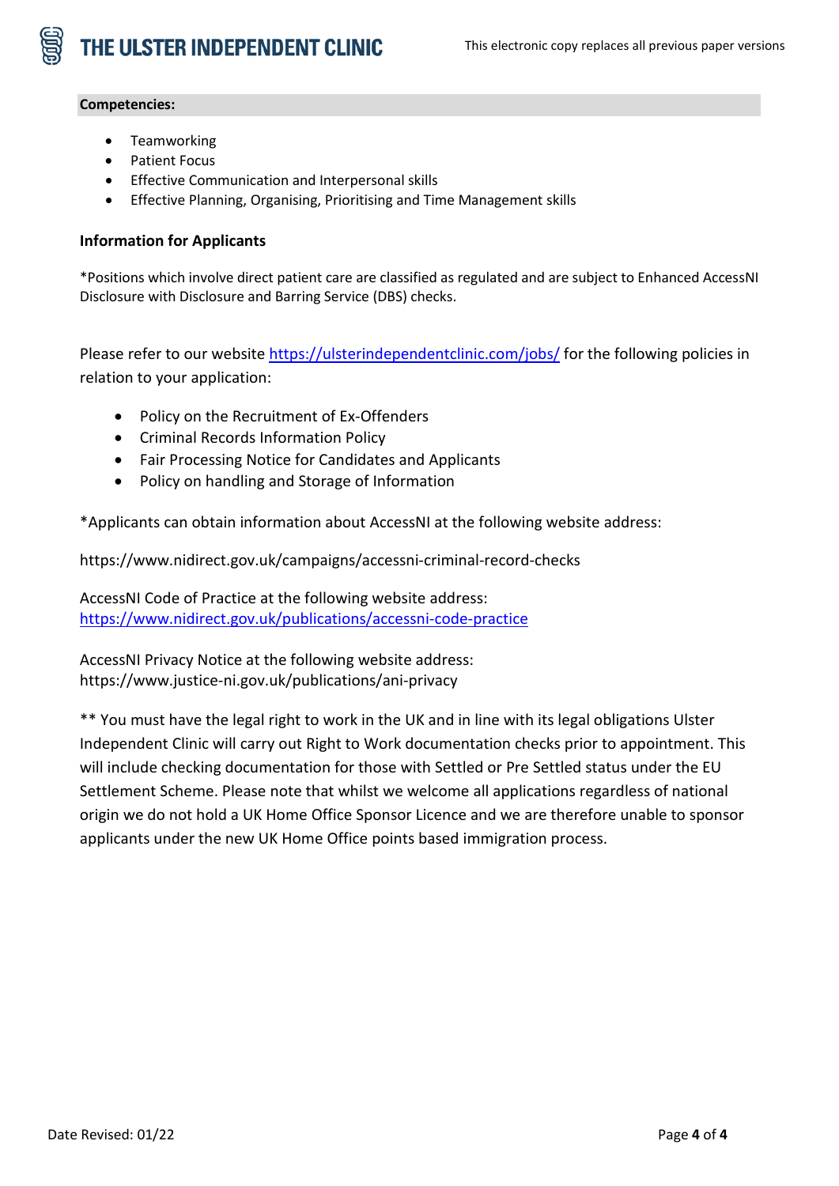**Competencies:**

- Teamworking
- Patient Focus
- Effective Communication and Interpersonal skills
- Effective Planning, Organising, Prioritising and Time Management skills

**Information for Applicants**

*Positions which involve direct patient care are classified as regulated and are subject to Enhanced AccessNI Disclosure with Disclosure and Barring Service (DBS) checks.

Please refer to our website https://ulsterindependentclinic.com/jobs/ for the following policies in relation to your application:

- Policy on the Recruitment of Ex-Offenders
- Criminal Records Information Policy
- Fair Processing Notice for Candidates and Applicants
- Policy on handling and Storage of Information

*Applicants can obtain information about AccessNI at the following website address:

https://www.nidirect.gov.uk/campaigns/accessni-criminal-record-checks

AccessNI Code of Practice at the following website address:
https://www.nidirect.gov.uk/publications/accessni-code-practice

AccessNI Privacy Notice at the following website address:
https://www.justice-ni.gov.uk/publications/ani-privacy

** You must have the legal right to work in the UK and in line with its legal obligations Ulster Independent Clinic will carry out Right to Work documentation checks prior to appointment. This will include checking documentation for those with Settled or Pre Settled status under the EU Settlement Scheme. Please note that whilst we welcome all applications regardless of national origin we do not hold a UK Home Office Sponsor Licence and we are therefore unable to sponsor applicants under the new UK Home Office points based immigration process.

Date Revised: 01/22